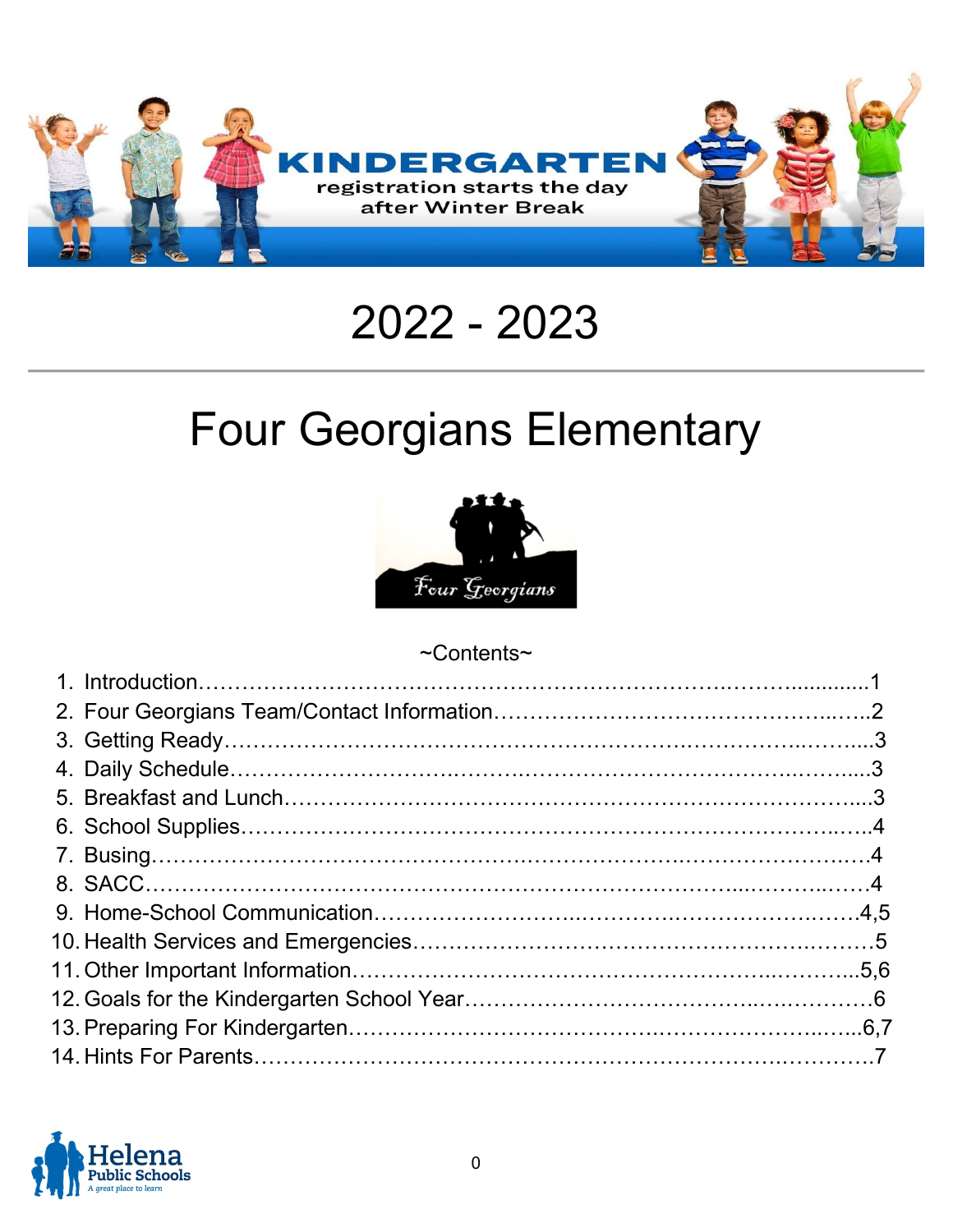KINDERGARTEN

registration starts the day after Winter Break

# 2022 - 2023

---

# Four Georgians Elementary

Four Georgians

~Contents~

1. Introduction……………………………………………………………………………1
2. Four Georgians Team/Contact Information………………………………………2
3. Getting Ready………………………………………………………………………3
4. Daily Schedule………………………………………………………………………3
5. Breakfast and Lunch…………………………………………………………………3
6. School Supplies………………………………………………………………………4
7. Busing…………………………………………………………………………………4
8. SACC……………………………………………………………………………………4
9. Home-School Communication……………………………………………………4,5
10. Health Services and Emergencies…………………………………………………5
11. Other Important Information………………………………………………………5,6
12. Goals for the Kindergarten School Year……………………………………………6
13. Preparing For Kindergarten…………………………………………………………6,7
14. Hints For Parents………………………………………………………………………7

Helena Public Schools
A great place to learn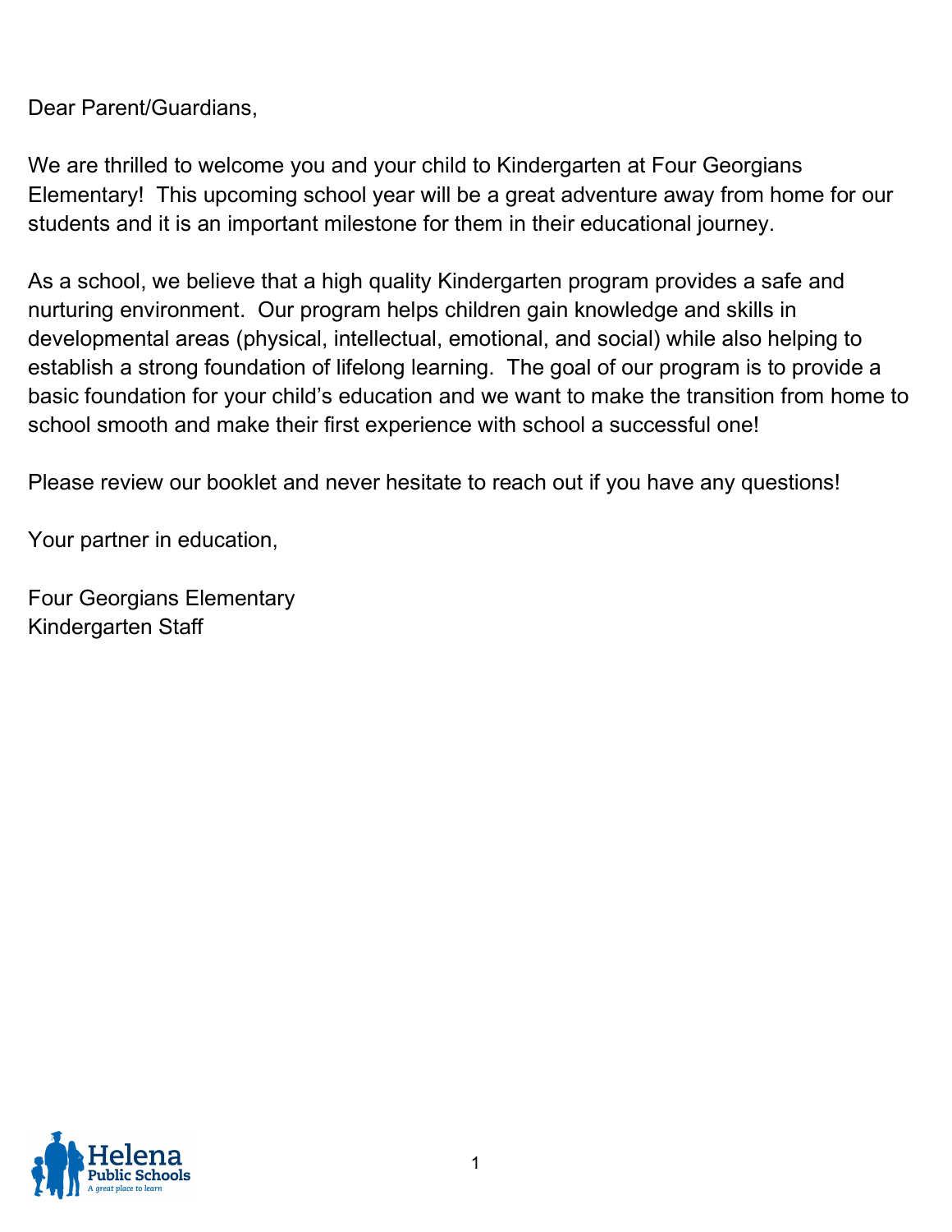Dear Parent/Guardians,

We are thrilled to welcome you and your child to Kindergarten at Four Georgians Elementary! This upcoming school year will be a great adventure away from home for our students and it is an important milestone for them in their educational journey.

As a school, we believe that a high quality Kindergarten program provides a safe and nurturing environment. Our program helps children gain knowledge and skills in developmental areas (physical, intellectual, emotional, and social) while also helping to establish a strong foundation of lifelong learning. The goal of our program is to provide a basic foundation for your child's education and we want to make the transition from home to school smooth and make their first experience with school a successful one!

Please review our booklet and never hesitate to reach out if you have any questions!

Your partner in education,

Four Georgians Elementary
Kindergarten Staff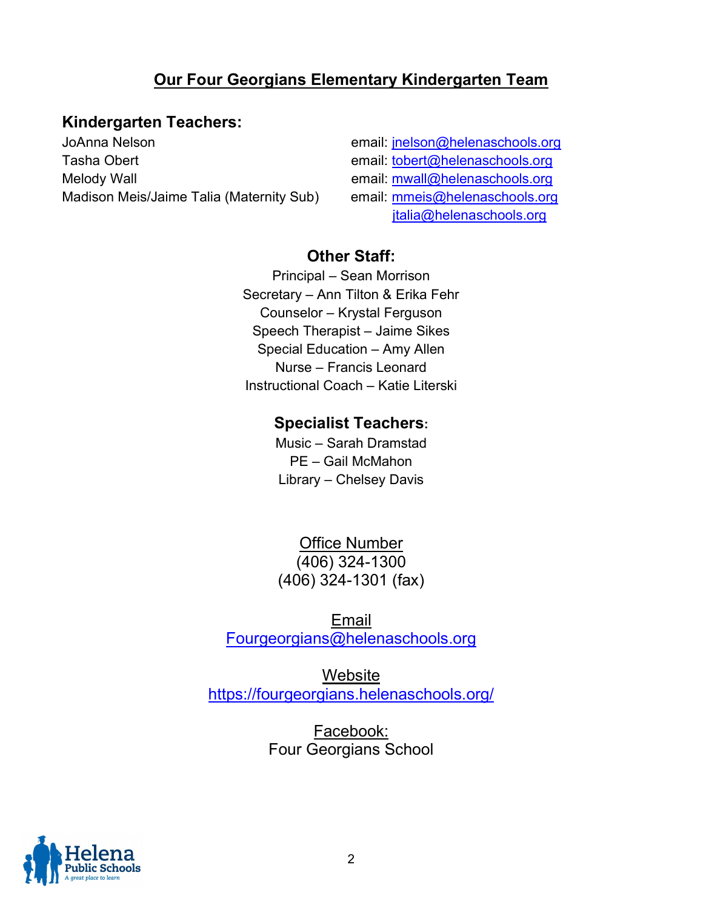## Our Four Georgians Elementary Kindergarten Team

### Kindergarten Teachers:

| Teacher | Email |
| --- | --- |
| JoAnna Nelson | email: jnelson@helenaschools.org |
| Tasha Obert | email: tobert@helenaschools.org |
| Melody Wall | email: mwall@helenaschools.org |
| Madison Meis/Jaime Talia (Maternity Sub) | email: mmeis@helenaschools.org<br>jtalia@helenaschools.org |

### Other Staff:

Principal – Sean Morrison
Secretary – Ann Tilton & Erika Fehr
Counselor – Krystal Ferguson
Speech Therapist – Jaime Sikes
Special Education – Amy Allen
Nurse – Francis Leonard
Instructional Coach – Katie Literski

### Specialist Teachers:

Music – Sarah Dramstad
PE – Gail McMahon
Library – Chelsey Davis

Office Number
(406) 324-1300
(406) 324-1301 (fax)

Email
Fourgeorgians@helenaschools.org

Website
https://fourgeorgians.helenaschools.org/

Facebook:
Four Georgians School

Helena Public Schools
*A great place to learn*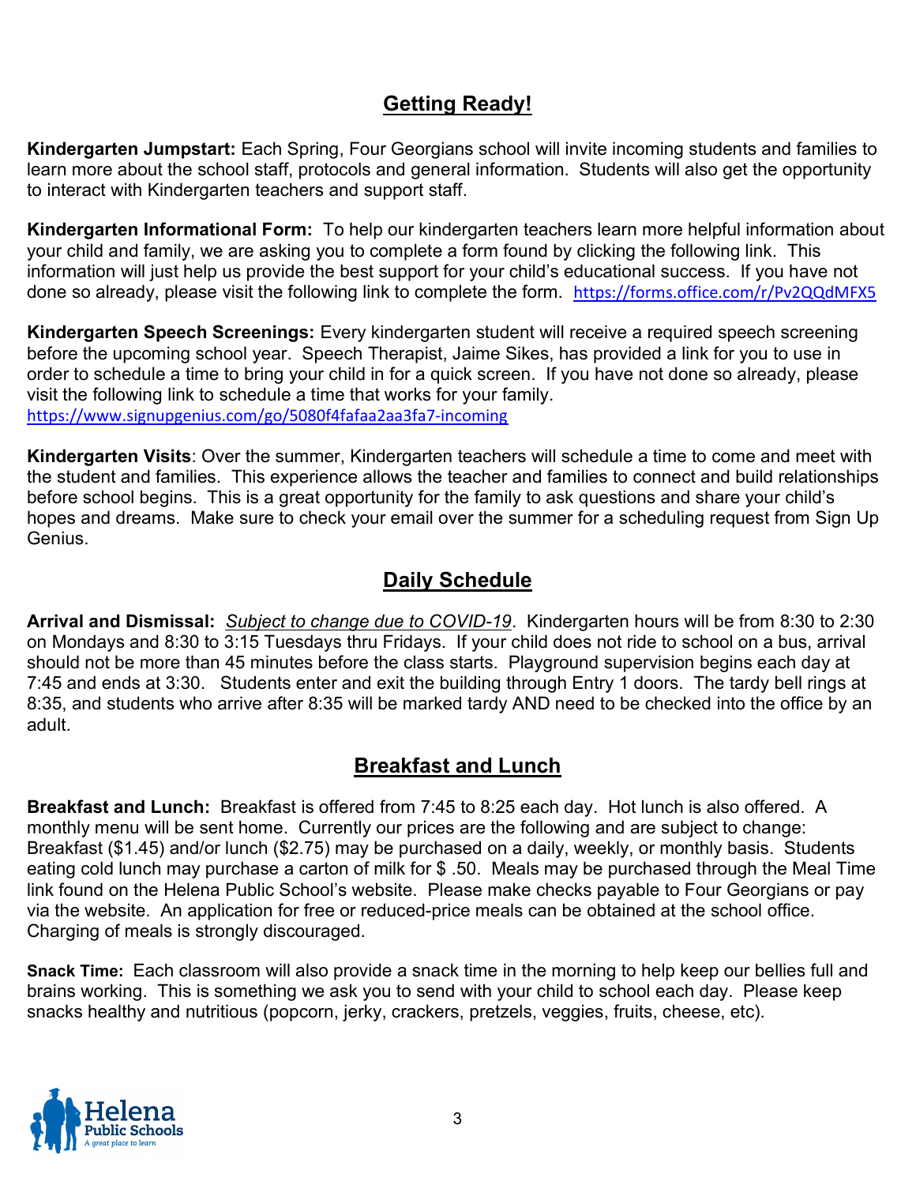## Getting Ready!

**Kindergarten Jumpstart:** Each Spring, Four Georgians school will invite incoming students and families to learn more about the school staff, protocols and general information. Students will also get the opportunity to interact with Kindergarten teachers and support staff.

**Kindergarten Informational Form:** To help our kindergarten teachers learn more helpful information about your child and family, we are asking you to complete a form found by clicking the following link. This information will just help us provide the best support for your child's educational success. If you have not done so already, please visit the following link to complete the form. https://forms.office.com/r/Pv2QQdMFX5

**Kindergarten Speech Screenings:** Every kindergarten student will receive a required speech screening before the upcoming school year. Speech Therapist, Jaime Sikes, has provided a link for you to use in order to schedule a time to bring your child in for a quick screen. If you have not done so already, please visit the following link to schedule a time that works for your family.
https://www.signupgenius.com/go/5080f4fafaa2aa3fa7-incoming

**Kindergarten Visits**: Over the summer, Kindergarten teachers will schedule a time to come and meet with the student and families. This experience allows the teacher and families to connect and build relationships before school begins. This is a great opportunity for the family to ask questions and share your child's hopes and dreams. Make sure to check your email over the summer for a scheduling request from Sign Up Genius.

## Daily Schedule

**Arrival and Dismissal:** *Subject to change due to COVID-19*. Kindergarten hours will be from 8:30 to 2:30 on Mondays and 8:30 to 3:15 Tuesdays thru Fridays. If your child does not ride to school on a bus, arrival should not be more than 45 minutes before the class starts. Playground supervision begins each day at 7:45 and ends at 3:30. Students enter and exit the building through Entry 1 doors. The tardy bell rings at 8:35, and students who arrive after 8:35 will be marked tardy AND need to be checked into the office by an adult.

## Breakfast and Lunch

**Breakfast and Lunch:** Breakfast is offered from 7:45 to 8:25 each day. Hot lunch is also offered. A monthly menu will be sent home. Currently our prices are the following and are subject to change: Breakfast ($1.45) and/or lunch ($2.75) may be purchased on a daily, weekly, or monthly basis. Students eating cold lunch may purchase a carton of milk for $ .50. Meals may be purchased through the Meal Time link found on the Helena Public School's website. Please make checks payable to Four Georgians or pay via the website. An application for free or reduced-price meals can be obtained at the school office. Charging of meals is strongly discouraged.

**Snack Time:** Each classroom will also provide a snack time in the morning to help keep our bellies full and brains working. This is something we ask you to send with your child to school each day. Please keep snacks healthy and nutritious (popcorn, jerky, crackers, pretzels, veggies, fruits, cheese, etc).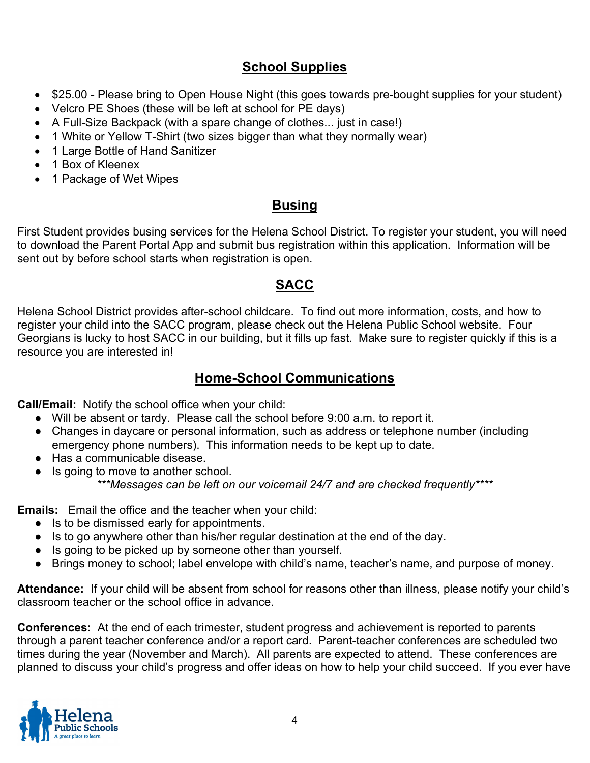## School Supplies

- $25.00 - Please bring to Open House Night (this goes towards pre-bought supplies for your student)
- Velcro PE Shoes (these will be left at school for PE days)
- A Full-Size Backpack (with a spare change of clothes... just in case!)
- 1 White or Yellow T-Shirt (two sizes bigger than what they normally wear)
- 1 Large Bottle of Hand Sanitizer
- 1 Box of Kleenex
- 1 Package of Wet Wipes

## Busing

First Student provides busing services for the Helena School District. To register your student, you will need to download the Parent Portal App and submit bus registration within this application. Information will be sent out by before school starts when registration is open.

## SACC

Helena School District provides after-school childcare. To find out more information, costs, and how to register your child into the SACC program, please check out the Helena Public School website. Four Georgians is lucky to host SACC in our building, but it fills up fast. Make sure to register quickly if this is a resource you are interested in!

## Home-School Communications

**Call/Email:** Notify the school office when your child:

- Will be absent or tardy. Please call the school before 9:00 a.m. to report it.
- Changes in daycare or personal information, such as address or telephone number (including emergency phone numbers). This information needs to be kept up to date.
- Has a communicable disease.
- Is going to move to another school.

*\*\*\*Messages can be left on our voicemail 24/7 and are checked frequently\*\*\*\**

**Emails:** Email the office and the teacher when your child:

- Is to be dismissed early for appointments.
- Is to go anywhere other than his/her regular destination at the end of the day.
- Is going to be picked up by someone other than yourself.
- Brings money to school; label envelope with child's name, teacher's name, and purpose of money.

**Attendance:** If your child will be absent from school for reasons other than illness, please notify your child's classroom teacher or the school office in advance.

**Conferences:** At the end of each trimester, student progress and achievement is reported to parents through a parent teacher conference and/or a report card. Parent-teacher conferences are scheduled two times during the year (November and March). All parents are expected to attend. These conferences are planned to discuss your child's progress and offer ideas on how to help your child succeed. If you ever have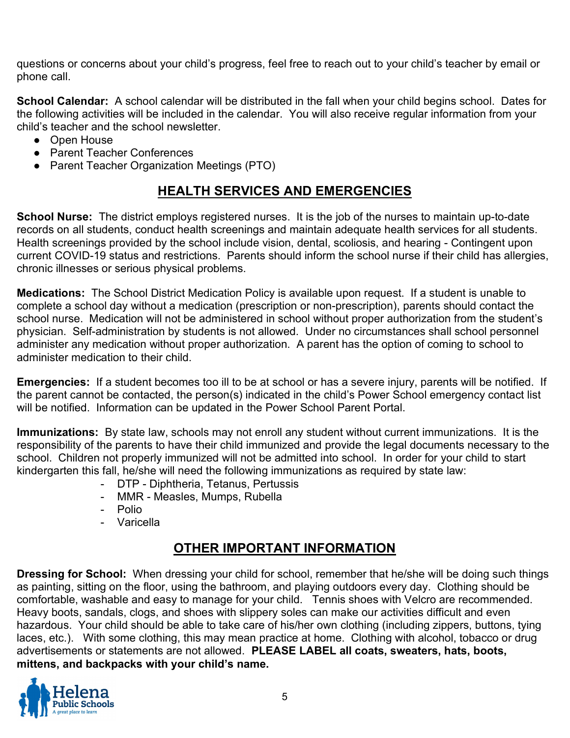questions or concerns about your child's progress, feel free to reach out to your child's teacher by email or phone call.

**School Calendar:** A school calendar will be distributed in the fall when your child begins school. Dates for the following activities will be included in the calendar. You will also receive regular information from your child's teacher and the school newsletter.

- Open House
- Parent Teacher Conferences
- Parent Teacher Organization Meetings (PTO)

## HEALTH SERVICES AND EMERGENCIES

**School Nurse:** The district employs registered nurses. It is the job of the nurses to maintain up-to-date records on all students, conduct health screenings and maintain adequate health services for all students. Health screenings provided by the school include vision, dental, scoliosis, and hearing - Contingent upon current COVID-19 status and restrictions. Parents should inform the school nurse if their child has allergies, chronic illnesses or serious physical problems.

**Medications:** The School District Medication Policy is available upon request. If a student is unable to complete a school day without a medication (prescription or non-prescription), parents should contact the school nurse. Medication will not be administered in school without proper authorization from the student's physician. Self-administration by students is not allowed. Under no circumstances shall school personnel administer any medication without proper authorization. A parent has the option of coming to school to administer medication to their child.

**Emergencies:** If a student becomes too ill to be at school or has a severe injury, parents will be notified. If the parent cannot be contacted, the person(s) indicated in the child's Power School emergency contact list will be notified. Information can be updated in the Power School Parent Portal.

**Immunizations:** By state law, schools may not enroll any student without current immunizations. It is the responsibility of the parents to have their child immunized and provide the legal documents necessary to the school. Children not properly immunized will not be admitted into school. In order for your child to start kindergarten this fall, he/she will need the following immunizations as required by state law:

- DTP - Diphtheria, Tetanus, Pertussis
- MMR - Measles, Mumps, Rubella
- Polio
- Varicella

## OTHER IMPORTANT INFORMATION

**Dressing for School:** When dressing your child for school, remember that he/she will be doing such things as painting, sitting on the floor, using the bathroom, and playing outdoors every day. Clothing should be comfortable, washable and easy to manage for your child. Tennis shoes with Velcro are recommended. Heavy boots, sandals, clogs, and shoes with slippery soles can make our activities difficult and even hazardous. Your child should be able to take care of his/her own clothing (including zippers, buttons, tying laces, etc.). With some clothing, this may mean practice at home. Clothing with alcohol, tobacco or drug advertisements or statements are not allowed. **PLEASE LABEL all coats, sweaters, hats, boots, mittens, and backpacks with your child's name.**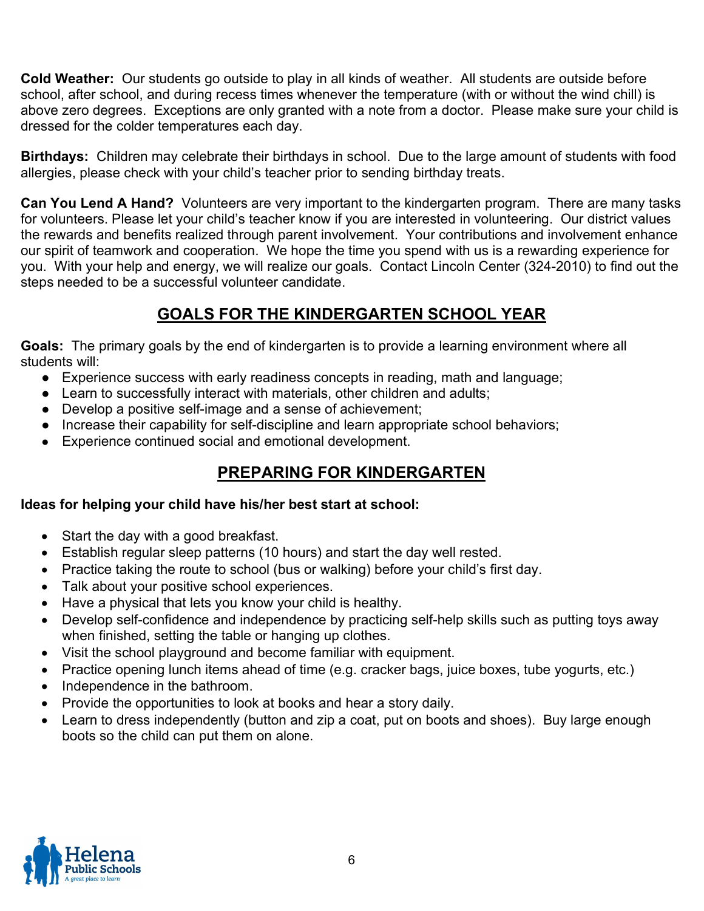**Cold Weather:** Our students go outside to play in all kinds of weather. All students are outside before school, after school, and during recess times whenever the temperature (with or without the wind chill) is above zero degrees. Exceptions are only granted with a note from a doctor. Please make sure your child is dressed for the colder temperatures each day.

**Birthdays:** Children may celebrate their birthdays in school. Due to the large amount of students with food allergies, please check with your child's teacher prior to sending birthday treats.

**Can You Lend A Hand?** Volunteers are very important to the kindergarten program. There are many tasks for volunteers. Please let your child's teacher know if you are interested in volunteering. Our district values the rewards and benefits realized through parent involvement. Your contributions and involvement enhance our spirit of teamwork and cooperation. We hope the time you spend with us is a rewarding experience for you. With your help and energy, we will realize our goals. Contact Lincoln Center (324-2010) to find out the steps needed to be a successful volunteer candidate.

## GOALS FOR THE KINDERGARTEN SCHOOL YEAR

**Goals:** The primary goals by the end of kindergarten is to provide a learning environment where all students will:

- Experience success with early readiness concepts in reading, math and language;
- Learn to successfully interact with materials, other children and adults;
- Develop a positive self-image and a sense of achievement;
- Increase their capability for self-discipline and learn appropriate school behaviors;
- Experience continued social and emotional development.

## PREPARING FOR KINDERGARTEN

**Ideas for helping your child have his/her best start at school:**

- Start the day with a good breakfast.
- Establish regular sleep patterns (10 hours) and start the day well rested.
- Practice taking the route to school (bus or walking) before your child's first day.
- Talk about your positive school experiences.
- Have a physical that lets you know your child is healthy.
- Develop self-confidence and independence by practicing self-help skills such as putting toys away when finished, setting the table or hanging up clothes.
- Visit the school playground and become familiar with equipment.
- Practice opening lunch items ahead of time (e.g. cracker bags, juice boxes, tube yogurts, etc.)
- Independence in the bathroom.
- Provide the opportunities to look at books and hear a story daily.
- Learn to dress independently (button and zip a coat, put on boots and shoes). Buy large enough boots so the child can put them on alone.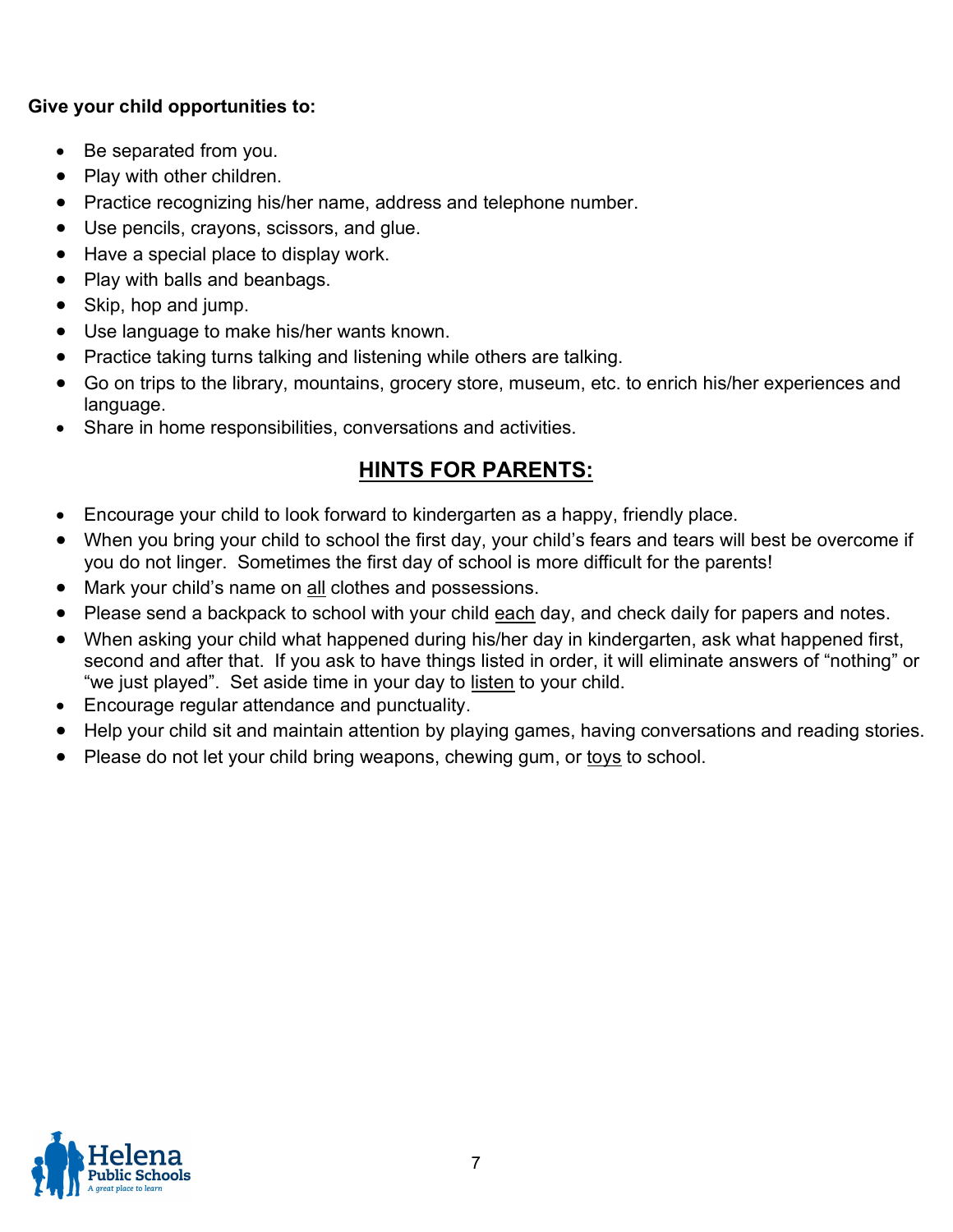**Give your child opportunities to:**

- Be separated from you.
- Play with other children.
- Practice recognizing his/her name, address and telephone number.
- Use pencils, crayons, scissors, and glue.
- Have a special place to display work.
- Play with balls and beanbags.
- Skip, hop and jump.
- Use language to make his/her wants known.
- Practice taking turns talking and listening while others are talking.
- Go on trips to the library, mountains, grocery store, museum, etc. to enrich his/her experiences and language.
- Share in home responsibilities, conversations and activities.

## HINTS FOR PARENTS:

- Encourage your child to look forward to kindergarten as a happy, friendly place.
- When you bring your child to school the first day, your child's fears and tears will best be overcome if you do not linger. Sometimes the first day of school is more difficult for the parents!
- Mark your child's name on all clothes and possessions.
- Please send a backpack to school with your child each day, and check daily for papers and notes.
- When asking your child what happened during his/her day in kindergarten, ask what happened first, second and after that. If you ask to have things listed in order, it will eliminate answers of "nothing" or "we just played". Set aside time in your day to listen to your child.
- Encourage regular attendance and punctuality.
- Help your child sit and maintain attention by playing games, having conversations and reading stories.
- Please do not let your child bring weapons, chewing gum, or toys to school.

Helena Public Schools
A great place to learn